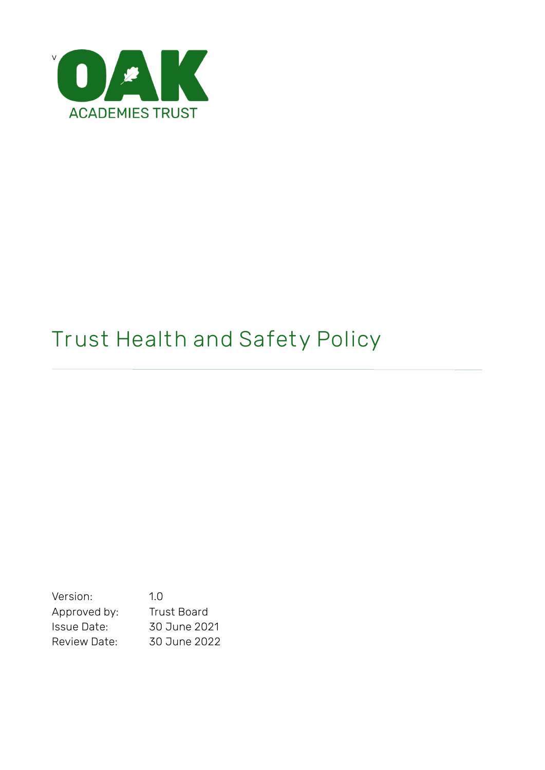v

# OAK

ACADEMIES TRUST

# Trust Health and Safety Policy

Version: 1.0
Approved by: Trust Board
Issue Date: 30 June 2021
Review Date: 30 June 2022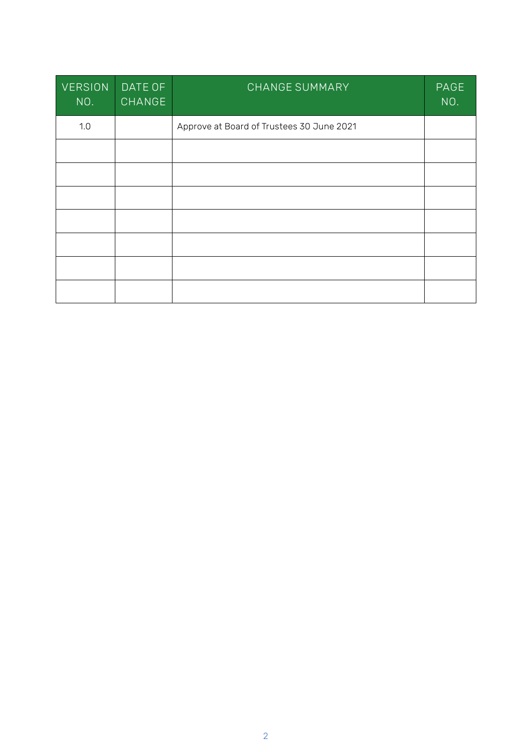| VERSION NO. | DATE OF CHANGE | CHANGE SUMMARY | PAGE NO. |
|---|---|---|---|
| 1.0 | | Approve at Board of Trustees 30 June 2021 | |
| | | | |
| | | | |
| | | | |
| | | | |
| | | | |
| | | | |
| | | | |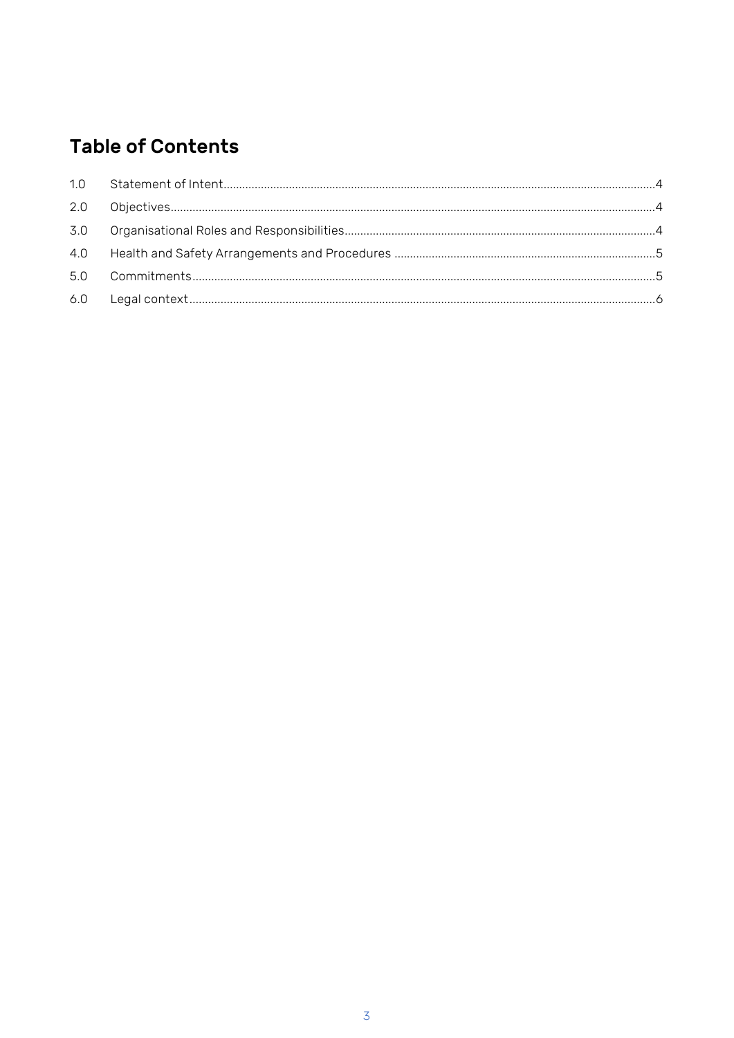# Table of Contents

| | | |
|---|---|---|
| 1.0 | Statement of Intent | 4 |
| 2.0 | Objectives | 4 |
| 3.0 | Organisational Roles and Responsibilities | 4 |
| 4.0 | Health and Safety Arrangements and Procedures | 5 |
| 5.0 | Commitments | 5 |
| 6.0 | Legal context | 6 |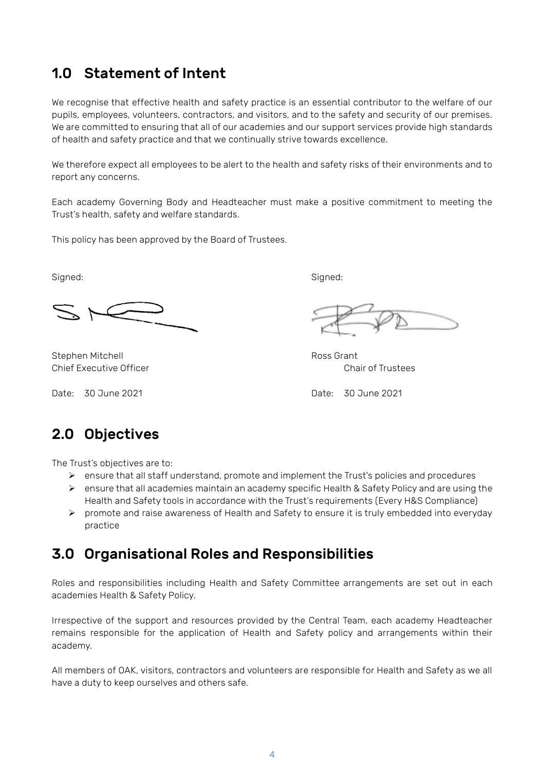## 1.0 Statement of Intent

We recognise that effective health and safety practice is an essential contributor to the welfare of our pupils, employees, volunteers, contractors, and visitors, and to the safety and security of our premises. We are committed to ensuring that all of our academies and our support services provide high standards of health and safety practice and that we continually strive towards excellence.

We therefore expect all employees to be alert to the health and safety risks of their environments and to report any concerns.

Each academy Governing Body and Headteacher must make a positive commitment to meeting the Trust's health, safety and welfare standards.

This policy has been approved by the Board of Trustees.

Signed:

Stephen Mitchell
Chief Executive Officer

Date: 30 June 2021

Signed:

Ross Grant
Chair of Trustees

Date: 30 June 2021

## 2.0 Objectives

The Trust's objectives are to:

- ensure that all staff understand, promote and implement the Trust's policies and procedures
- ensure that all academies maintain an academy specific Health & Safety Policy and are using the Health and Safety tools in accordance with the Trust's requirements (Every H&S Compliance)
- promote and raise awareness of Health and Safety to ensure it is truly embedded into everyday practice

## 3.0 Organisational Roles and Responsibilities

Roles and responsibilities including Health and Safety Committee arrangements are set out in each academies Health & Safety Policy.

Irrespective of the support and resources provided by the Central Team, each academy Headteacher remains responsible for the application of Health and Safety policy and arrangements within their academy.

All members of OAK, visitors, contractors and volunteers are responsible for Health and Safety as we all have a duty to keep ourselves and others safe.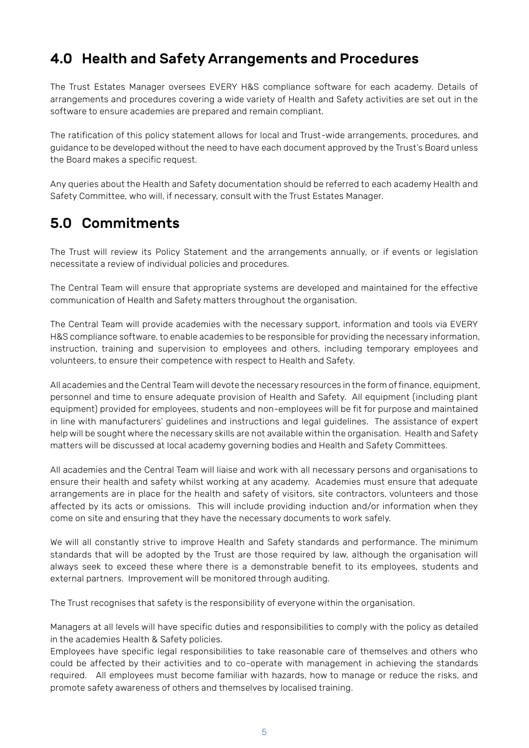## 4.0 Health and Safety Arrangements and Procedures

The Trust Estates Manager oversees EVERY H&S compliance software for each academy. Details of arrangements and procedures covering a wide variety of Health and Safety activities are set out in the software to ensure academies are prepared and remain compliant.

The ratification of this policy statement allows for local and Trust-wide arrangements, procedures, and guidance to be developed without the need to have each document approved by the Trust's Board unless the Board makes a specific request.

Any queries about the Health and Safety documentation should be referred to each academy Health and Safety Committee, who will, if necessary, consult with the Trust Estates Manager.

## 5.0 Commitments

The Trust will review its Policy Statement and the arrangements annually, or if events or legislation necessitate a review of individual policies and procedures.

The Central Team will ensure that appropriate systems are developed and maintained for the effective communication of Health and Safety matters throughout the organisation.

The Central Team will provide academies with the necessary support, information and tools via EVERY H&S compliance software, to enable academies to be responsible for providing the necessary information, instruction, training and supervision to employees and others, including temporary employees and volunteers, to ensure their competence with respect to Health and Safety.

All academies and the Central Team will devote the necessary resources in the form of finance, equipment, personnel and time to ensure adequate provision of Health and Safety. All equipment (including plant equipment) provided for employees, students and non-employees will be fit for purpose and maintained in line with manufacturers' guidelines and instructions and legal guidelines. The assistance of expert help will be sought where the necessary skills are not available within the organisation. Health and Safety matters will be discussed at local academy governing bodies and Health and Safety Committees.

All academies and the Central Team will liaise and work with all necessary persons and organisations to ensure their health and safety whilst working at any academy. Academies must ensure that adequate arrangements are in place for the health and safety of visitors, site contractors, volunteers and those affected by its acts or omissions. This will include providing induction and/or information when they come on site and ensuring that they have the necessary documents to work safely.

We will all constantly strive to improve Health and Safety standards and performance. The minimum standards that will be adopted by the Trust are those required by law, although the organisation will always seek to exceed these where there is a demonstrable benefit to its employees, students and external partners. Improvement will be monitored through auditing.

The Trust recognises that safety is the responsibility of everyone within the organisation.

Managers at all levels will have specific duties and responsibilities to comply with the policy as detailed in the academies Health & Safety policies.
Employees have specific legal responsibilities to take reasonable care of themselves and others who could be affected by their activities and to co-operate with management in achieving the standards required. All employees must become familiar with hazards, how to manage or reduce the risks, and promote safety awareness of others and themselves by localised training.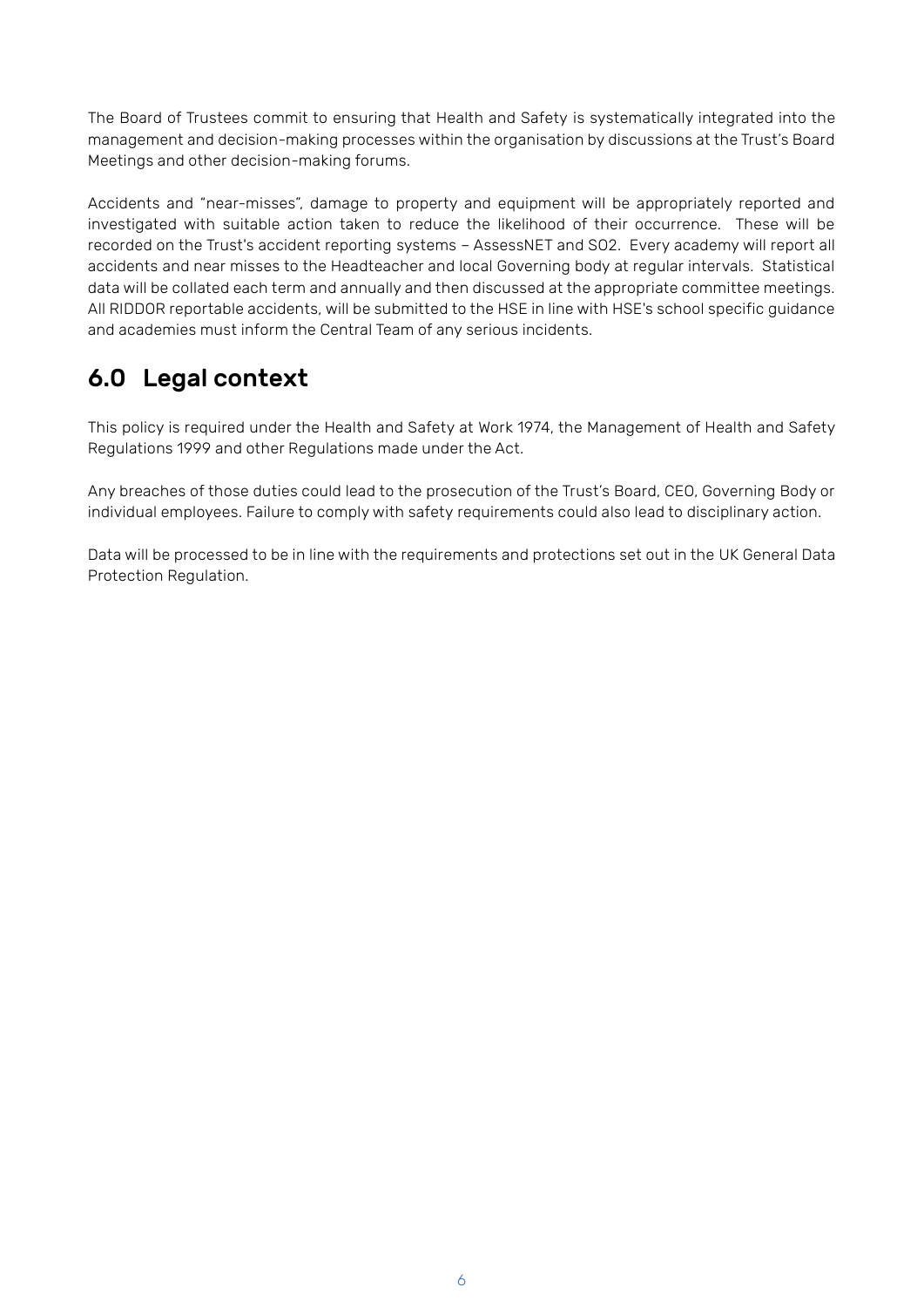The Board of Trustees commit to ensuring that Health and Safety is systematically integrated into the management and decision-making processes within the organisation by discussions at the Trust's Board Meetings and other decision-making forums.

Accidents and "near-misses", damage to property and equipment will be appropriately reported and investigated with suitable action taken to reduce the likelihood of their occurrence. These will be recorded on the Trust's accident reporting systems – AssessNET and SO2. Every academy will report all accidents and near misses to the Headteacher and local Governing body at regular intervals. Statistical data will be collated each term and annually and then discussed at the appropriate committee meetings. All RIDDOR reportable accidents, will be submitted to the HSE in line with HSE's school specific guidance and academies must inform the Central Team of any serious incidents.

## 6.0 Legal context

This policy is required under the Health and Safety at Work 1974, the Management of Health and Safety Regulations 1999 and other Regulations made under the Act.

Any breaches of those duties could lead to the prosecution of the Trust's Board, CEO, Governing Body or individual employees. Failure to comply with safety requirements could also lead to disciplinary action.

Data will be processed to be in line with the requirements and protections set out in the UK General Data Protection Regulation.